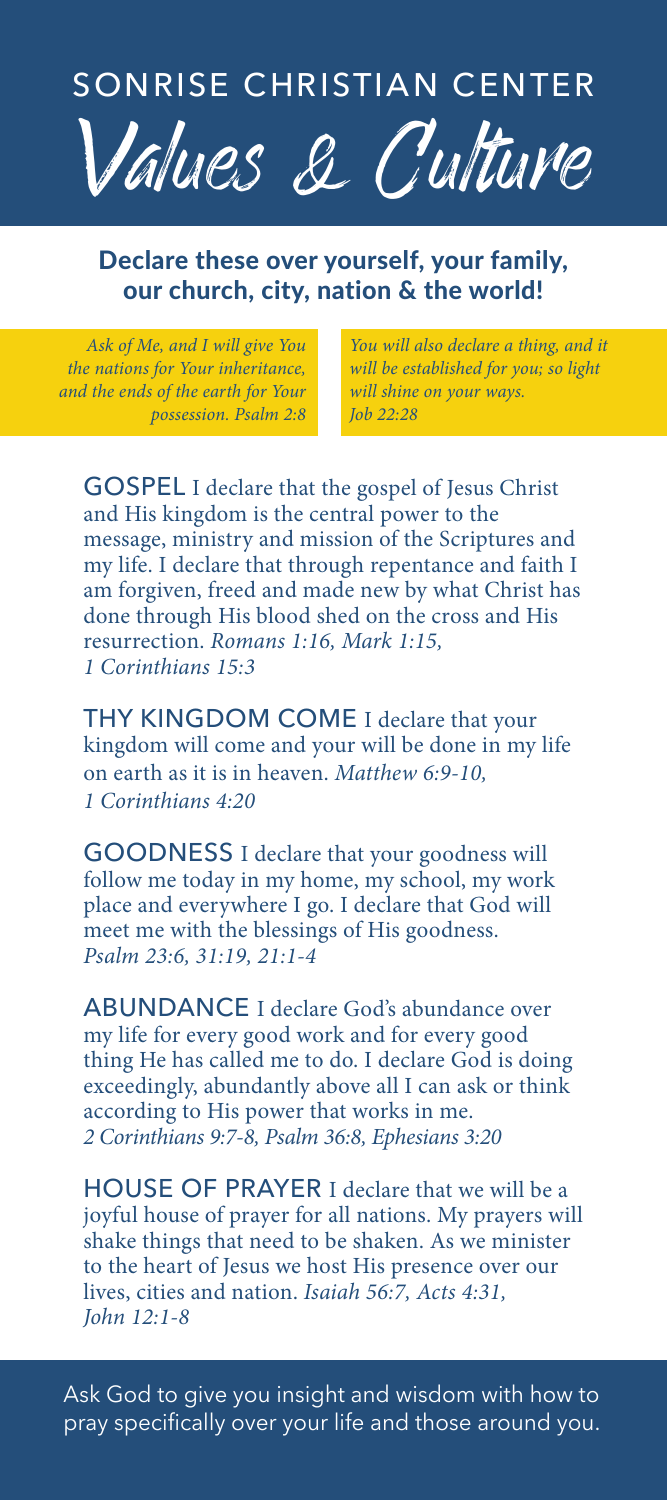# SONRISE CHRISTIAN CENTER

# Values & Culture

## Declare these over yourself, your family, our church, city, nation & the world!

*Ask of Me, and I will give You the nations for Your inheritance, and the ends of the earth for Your possession. Psalm 2:8*

*You will also declare a thing, and it will be established for you; so light will shine on your ways. Job 22:28*

**GOSPEL** I declare that the gospel of Jesus Christ and His kingdom is the central power to the message, ministry and mission of the Scriptures and my life. I declare that through repentance and faith I am forgiven, freed and made new by what Christ has done through His blood shed on the cross and His resurrection. *Romans 1:16, Mark 1:15, 1 Corinthians 15:3*

**THY KINGDOM COME** I declare that your kingdom will come and your will be done in my life on earth as it is in heaven. *Matthew 6:9-10, 1 Corinthians 4:20*

**GOODNESS** I declare that your goodness will follow me today in my home, my school, my work place and everywhere I go. I declare that God will meet me with the blessings of His goodness. *Psalm 23:6, 31:19, 21:1-4*

**ABUNDANCE** I declare God's abundance over my life for every good work and for every good thing He has called me to do. I declare God is doing exceedingly, abundantly above all I can ask or think according to His power that works in me. *2 Corinthians 9:7-8, Psalm 36:8, Ephesians 3:20*

**HOUSE OF PRAYER** I declare that we will be a joyful house of prayer for all nations. My prayers will shake things that need to be shaken. As we minister to the heart of Jesus we host His presence over our lives, cities and nation. *Isaiah 56:7, Acts 4:31, John 12:1-8*

Ask God to give you insight and wisdom with how to pray specifically over your life and those around you.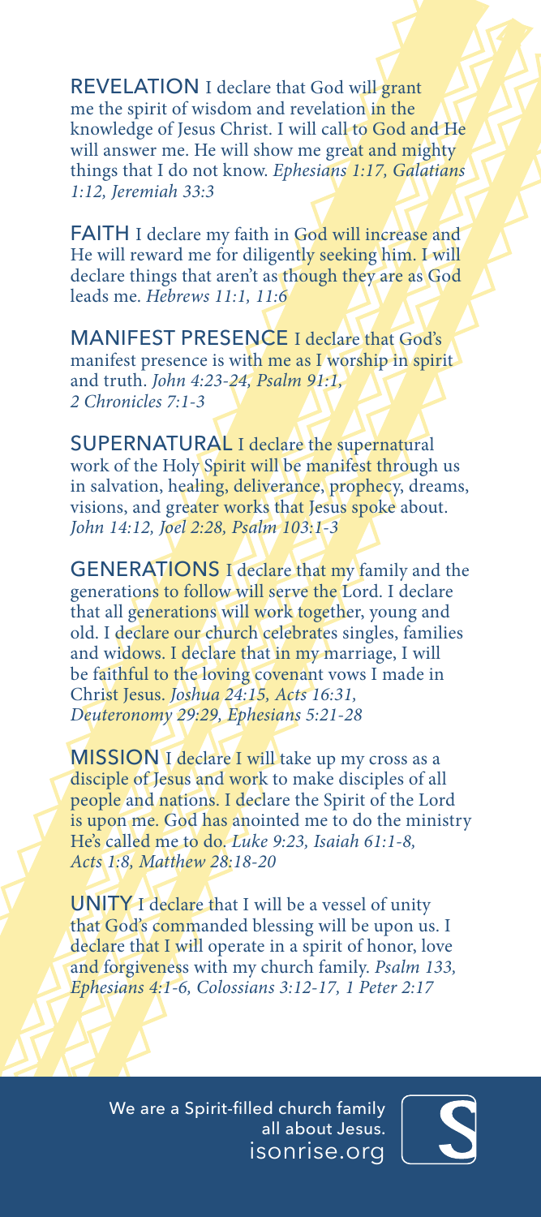**REVELATION** I declare that God will grant me the spirit of wisdom and revelation in the knowledge of Jesus Christ. I will call to God and He will answer me. He will show me great and mighty things that I do not know. *Ephesians 1:17, Galatians 1:12, Jeremiah 33:3*

**FAITH** I declare my faith in God will increase and He will reward me for diligently seeking him. I will declare things that aren't as though they are as God leads me. *Hebrews 11:1, 11:6*

**MANIFEST PRESENCE** I declare that God's manifest presence is with me as I worship in spirit and truth. *John 4:23-24, Psalm 91:1, 2 Chronicles 7:1-3*

**SUPERNATURAL** I declare the supernatural work of the Holy Spirit will be manifest through us in salvation, healing, deliverance, prophecy, dreams, visions, and greater works that Jesus spoke about. *John 14:12, Joel 2:28, Psalm 103:1-3*

**GENERATIONS** I declare that my family and the generations to follow will serve the Lord. I declare that all generations will work together, young and old. I declare our church celebrates singles, families and widows. I declare that in my marriage, I will be faithful to the loving covenant vows I made in Christ Jesus. *Joshua 24:15, Acts 16:31, Deuteronomy 29:29, Ephesians 5:21-28*

**MISSION** I declare I will take up my cross as a disciple of Jesus and work to make disciples of all people and nations. I declare the Spirit of the Lord is upon me. God has anointed me to do the ministry He's called me to do. *Luke 9:23, Isaiah 61:1-8, Acts 1:8, Matthew 28:18-20*

**UNITY** I declare that I will be a vessel of unity that God's commanded blessing will be upon us. I declare that I will operate in a spirit of honor, love and forgiveness with my church family. *Psalm 133, Ephesians 4:1-6, Colossians 3:12-17, 1 Peter 2:17*

We are a Spirit-filled church family all about Jesus.
isonrise.org